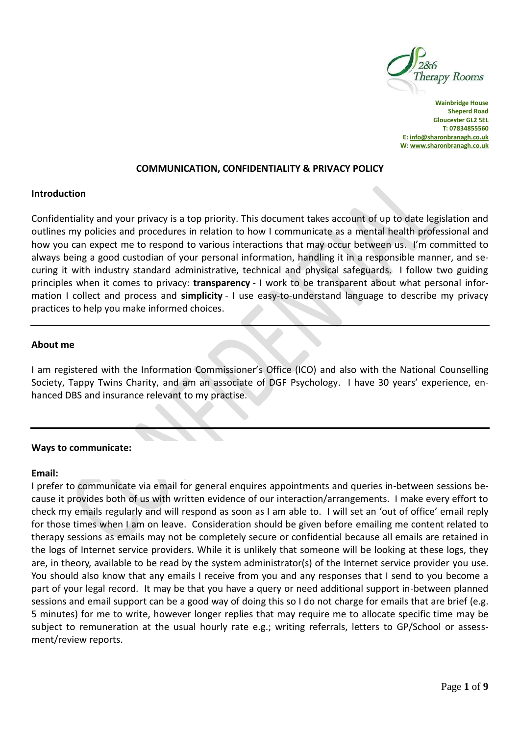2&6 Therapy Rooms

**Wainbridge House**
**Sheperd Road**
**Gloucester GL2 5EL**
**T: 07834855560**
**E: info@sharonbranagh.co.uk**
**W: www.sharonbranagh.co.uk**

## COMMUNICATION, CONFIDENTIALITY & PRIVACY POLICY

### Introduction

Confidentiality and your privacy is a top priority. This document takes account of up to date legislation and outlines my policies and procedures in relation to how I communicate as a mental health professional and how you can expect me to respond to various interactions that may occur between us. I'm committed to always being a good custodian of your personal information, handling it in a responsible manner, and securing it with industry standard administrative, technical and physical safeguards. I follow two guiding principles when it comes to privacy: **transparency** - I work to be transparent about what personal information I collect and process and **simplicity** - I use easy-to-understand language to describe my privacy practices to help you make informed choices.

---

### About me

I am registered with the Information Commissioner's Office (ICO) and also with the National Counselling Society, Tappy Twins Charity, and am an associate of DGF Psychology. I have 30 years' experience, enhanced DBS and insurance relevant to my practise.

---

### Ways to communicate:

#### Email:

I prefer to communicate via email for general enquires appointments and queries in-between sessions because it provides both of us with written evidence of our interaction/arrangements. I make every effort to check my emails regularly and will respond as soon as I am able to. I will set an 'out of office' email reply for those times when I am on leave. Consideration should be given before emailing me content related to therapy sessions as emails may not be completely secure or confidential because all emails are retained in the logs of Internet service providers. While it is unlikely that someone will be looking at these logs, they are, in theory, available to be read by the system administrator(s) of the Internet service provider you use. You should also know that any emails I receive from you and any responses that I send to you become a part of your legal record. It may be that you have a query or need additional support in-between planned sessions and email support can be a good way of doing this so I do not charge for emails that are brief (e.g. 5 minutes) for me to write, however longer replies that may require me to allocate specific time may be subject to remuneration at the usual hourly rate e.g.; writing referrals, letters to GP/School or assessment/review reports.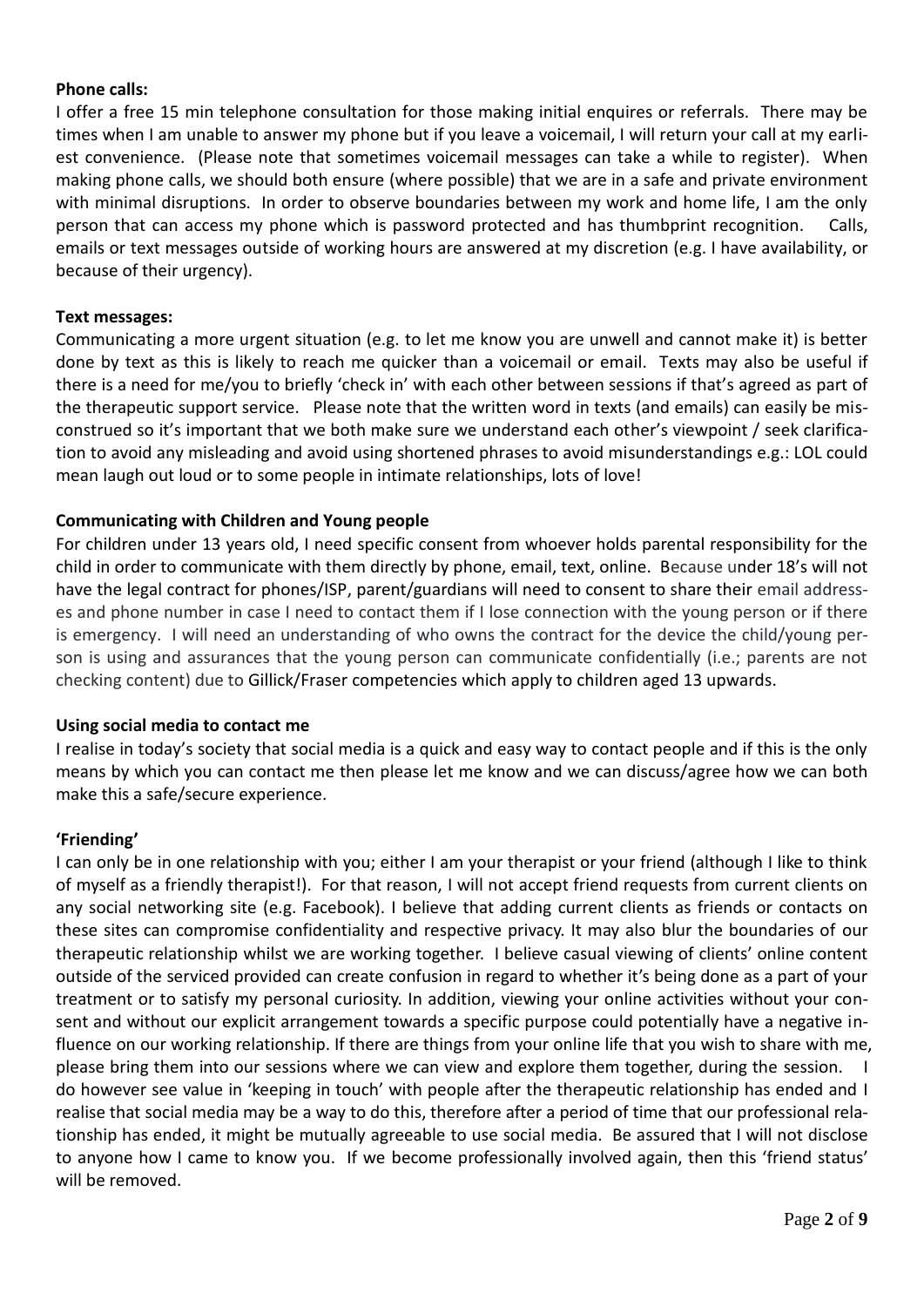**Phone calls:**

I offer a free 15 min telephone consultation for those making initial enquires or referrals. There may be times when I am unable to answer my phone but if you leave a voicemail, I will return your call at my earliest convenience. (Please note that sometimes voicemail messages can take a while to register). When making phone calls, we should both ensure (where possible) that we are in a safe and private environment with minimal disruptions. In order to observe boundaries between my work and home life, I am the only person that can access my phone which is password protected and has thumbprint recognition. Calls, emails or text messages outside of working hours are answered at my discretion (e.g. I have availability, or because of their urgency).

**Text messages:**

Communicating a more urgent situation (e.g. to let me know you are unwell and cannot make it) is better done by text as this is likely to reach me quicker than a voicemail or email. Texts may also be useful if there is a need for me/you to briefly 'check in' with each other between sessions if that's agreed as part of the therapeutic support service. Please note that the written word in texts (and emails) can easily be misconstrued so it's important that we both make sure we understand each other's viewpoint / seek clarification to avoid any misleading and avoid using shortened phrases to avoid misunderstandings e.g.: LOL could mean laugh out loud or to some people in intimate relationships, lots of love!

**Communicating with Children and Young people**

For children under 13 years old, I need specific consent from whoever holds parental responsibility for the child in order to communicate with them directly by phone, email, text, online. Because under 18's will not have the legal contract for phones/ISP, parent/guardians will need to consent to share their email addresses and phone number in case I need to contact them if I lose connection with the young person or if there is emergency. I will need an understanding of who owns the contract for the device the child/young person is using and assurances that the young person can communicate confidentially (i.e.; parents are not checking content) due to Gillick/Fraser competencies which apply to children aged 13 upwards.

**Using social media to contact me**

I realise in today's society that social media is a quick and easy way to contact people and if this is the only means by which you can contact me then please let me know and we can discuss/agree how we can both make this a safe/secure experience.

**'Friending'**

I can only be in one relationship with you; either I am your therapist or your friend (although I like to think of myself as a friendly therapist!). For that reason, I will not accept friend requests from current clients on any social networking site (e.g. Facebook). I believe that adding current clients as friends or contacts on these sites can compromise confidentiality and respective privacy. It may also blur the boundaries of our therapeutic relationship whilst we are working together. I believe casual viewing of clients' online content outside of the serviced provided can create confusion in regard to whether it's being done as a part of your treatment or to satisfy my personal curiosity. In addition, viewing your online activities without your consent and without our explicit arrangement towards a specific purpose could potentially have a negative influence on our working relationship. If there are things from your online life that you wish to share with me, please bring them into our sessions where we can view and explore them together, during the session. I do however see value in 'keeping in touch' with people after the therapeutic relationship has ended and I realise that social media may be a way to do this, therefore after a period of time that our professional relationship has ended, it might be mutually agreeable to use social media. Be assured that I will not disclose to anyone how I came to know you. If we become professionally involved again, then this 'friend status' will be removed.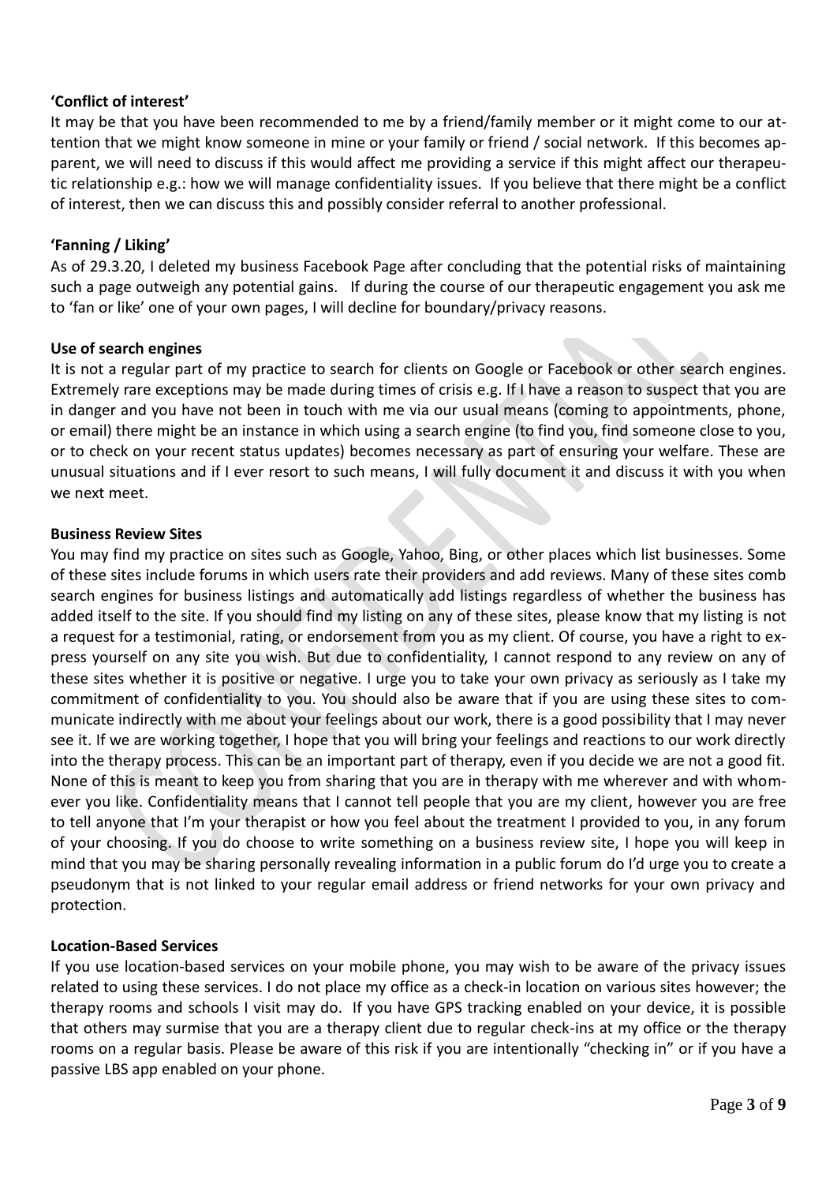**'Conflict of interest'**

It may be that you have been recommended to me by a friend/family member or it might come to our attention that we might know someone in mine or your family or friend / social network. If this becomes apparent, we will need to discuss if this would affect me providing a service if this might affect our therapeutic relationship e.g.: how we will manage confidentiality issues. If you believe that there might be a conflict of interest, then we can discuss this and possibly consider referral to another professional.

**'Fanning / Liking'**

As of 29.3.20, I deleted my business Facebook Page after concluding that the potential risks of maintaining such a page outweigh any potential gains. If during the course of our therapeutic engagement you ask me to 'fan or like' one of your own pages, I will decline for boundary/privacy reasons.

**Use of search engines**

It is not a regular part of my practice to search for clients on Google or Facebook or other search engines. Extremely rare exceptions may be made during times of crisis e.g. If I have a reason to suspect that you are in danger and you have not been in touch with me via our usual means (coming to appointments, phone, or email) there might be an instance in which using a search engine (to find you, find someone close to you, or to check on your recent status updates) becomes necessary as part of ensuring your welfare. These are unusual situations and if I ever resort to such means, I will fully document it and discuss it with you when we next meet.

**Business Review Sites**

You may find my practice on sites such as Google, Yahoo, Bing, or other places which list businesses. Some of these sites include forums in which users rate their providers and add reviews. Many of these sites comb search engines for business listings and automatically add listings regardless of whether the business has added itself to the site. If you should find my listing on any of these sites, please know that my listing is not a request for a testimonial, rating, or endorsement from you as my client. Of course, you have a right to express yourself on any site you wish. But due to confidentiality, I cannot respond to any review on any of these sites whether it is positive or negative. I urge you to take your own privacy as seriously as I take my commitment of confidentiality to you. You should also be aware that if you are using these sites to communicate indirectly with me about your feelings about our work, there is a good possibility that I may never see it. If we are working together, I hope that you will bring your feelings and reactions to our work directly into the therapy process. This can be an important part of therapy, even if you decide we are not a good fit. None of this is meant to keep you from sharing that you are in therapy with me wherever and with whomever you like. Confidentiality means that I cannot tell people that you are my client, however you are free to tell anyone that I'm your therapist or how you feel about the treatment I provided to you, in any forum of your choosing. If you do choose to write something on a business review site, I hope you will keep in mind that you may be sharing personally revealing information in a public forum do I'd urge you to create a pseudonym that is not linked to your regular email address or friend networks for your own privacy and protection.

**Location-Based Services**

If you use location-based services on your mobile phone, you may wish to be aware of the privacy issues related to using these services. I do not place my office as a check-in location on various sites however; the therapy rooms and schools I visit may do. If you have GPS tracking enabled on your device, it is possible that others may surmise that you are a therapy client due to regular check-ins at my office or the therapy rooms on a regular basis. Please be aware of this risk if you are intentionally "checking in" or if you have a passive LBS app enabled on your phone.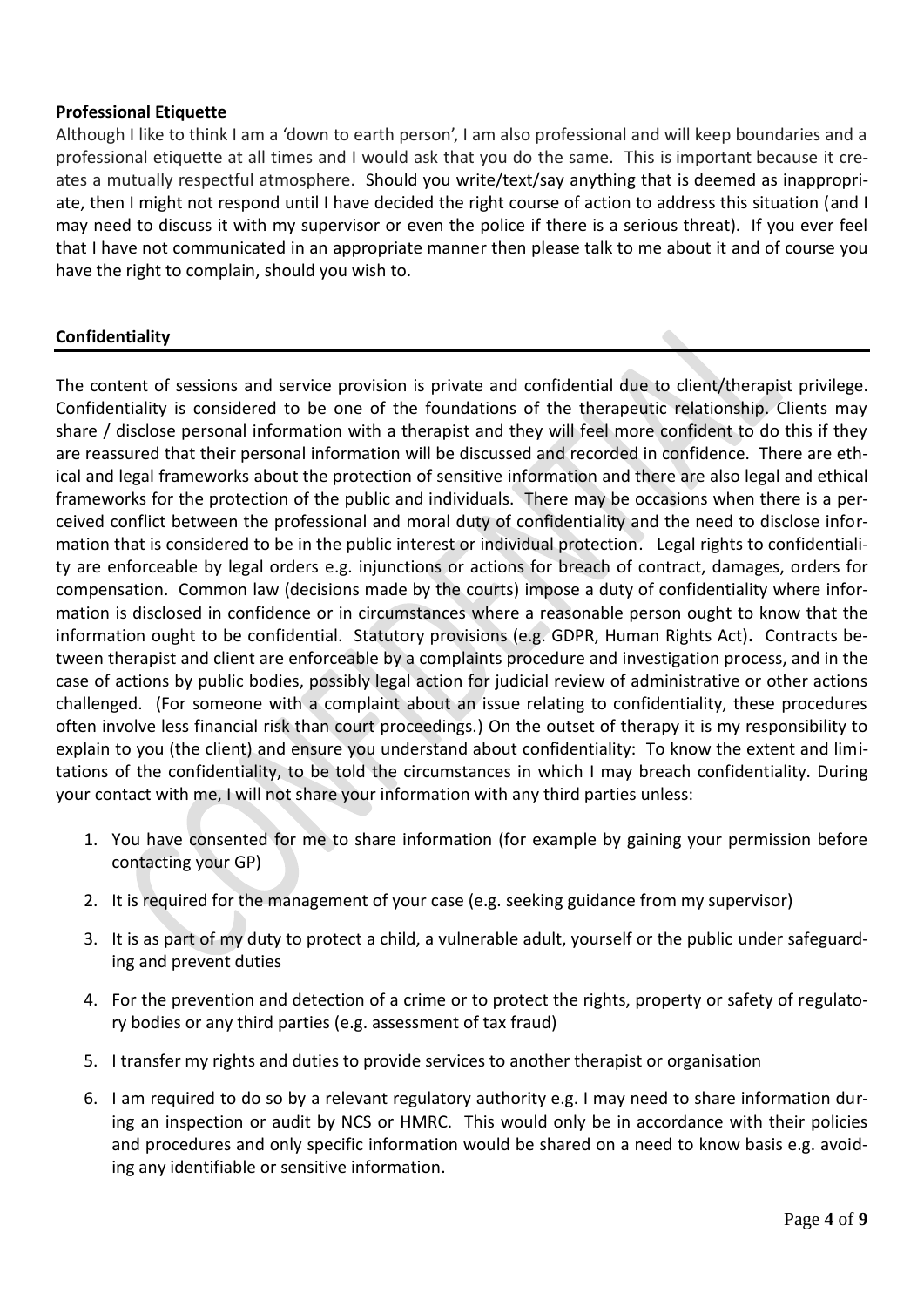**Professional Etiquette**

Although I like to think I am a 'down to earth person', I am also professional and will keep boundaries and a professional etiquette at all times and I would ask that you do the same. This is important because it creates a mutually respectful atmosphere. Should you write/text/say anything that is deemed as inappropriate, then I might not respond until I have decided the right course of action to address this situation (and I may need to discuss it with my supervisor or even the police if there is a serious threat). If you ever feel that I have not communicated in an appropriate manner then please talk to me about it and of course you have the right to complain, should you wish to.

**Confidentiality**

The content of sessions and service provision is private and confidential due to client/therapist privilege. Confidentiality is considered to be one of the foundations of the therapeutic relationship. Clients may share / disclose personal information with a therapist and they will feel more confident to do this if they are reassured that their personal information will be discussed and recorded in confidence. There are ethical and legal frameworks about the protection of sensitive information and there are also legal and ethical frameworks for the protection of the public and individuals. There may be occasions when there is a perceived conflict between the professional and moral duty of confidentiality and the need to disclose information that is considered to be in the public interest or individual protection. Legal rights to confidentiality are enforceable by legal orders e.g. injunctions or actions for breach of contract, damages, orders for compensation. Common law (decisions made by the courts) impose a duty of confidentiality where information is disclosed in confidence or in circumstances where a reasonable person ought to know that the information ought to be confidential. Statutory provisions (e.g. GDPR, Human Rights Act)**.** Contracts between therapist and client are enforceable by a complaints procedure and investigation process, and in the case of actions by public bodies, possibly legal action for judicial review of administrative or other actions challenged. (For someone with a complaint about an issue relating to confidentiality, these procedures often involve less financial risk than court proceedings.) On the outset of therapy it is my responsibility to explain to you (the client) and ensure you understand about confidentiality: To know the extent and limitations of the confidentiality, to be told the circumstances in which I may breach confidentiality. During your contact with me, I will not share your information with any third parties unless:

1. You have consented for me to share information (for example by gaining your permission before contacting your GP)
2. It is required for the management of your case (e.g. seeking guidance from my supervisor)
3. It is as part of my duty to protect a child, a vulnerable adult, yourself or the public under safeguarding and prevent duties
4. For the prevention and detection of a crime or to protect the rights, property or safety of regulatory bodies or any third parties (e.g. assessment of tax fraud)
5. I transfer my rights and duties to provide services to another therapist or organisation
6. I am required to do so by a relevant regulatory authority e.g. I may need to share information during an inspection or audit by NCS or HMRC. This would only be in accordance with their policies and procedures and only specific information would be shared on a need to know basis e.g. avoiding any identifiable or sensitive information.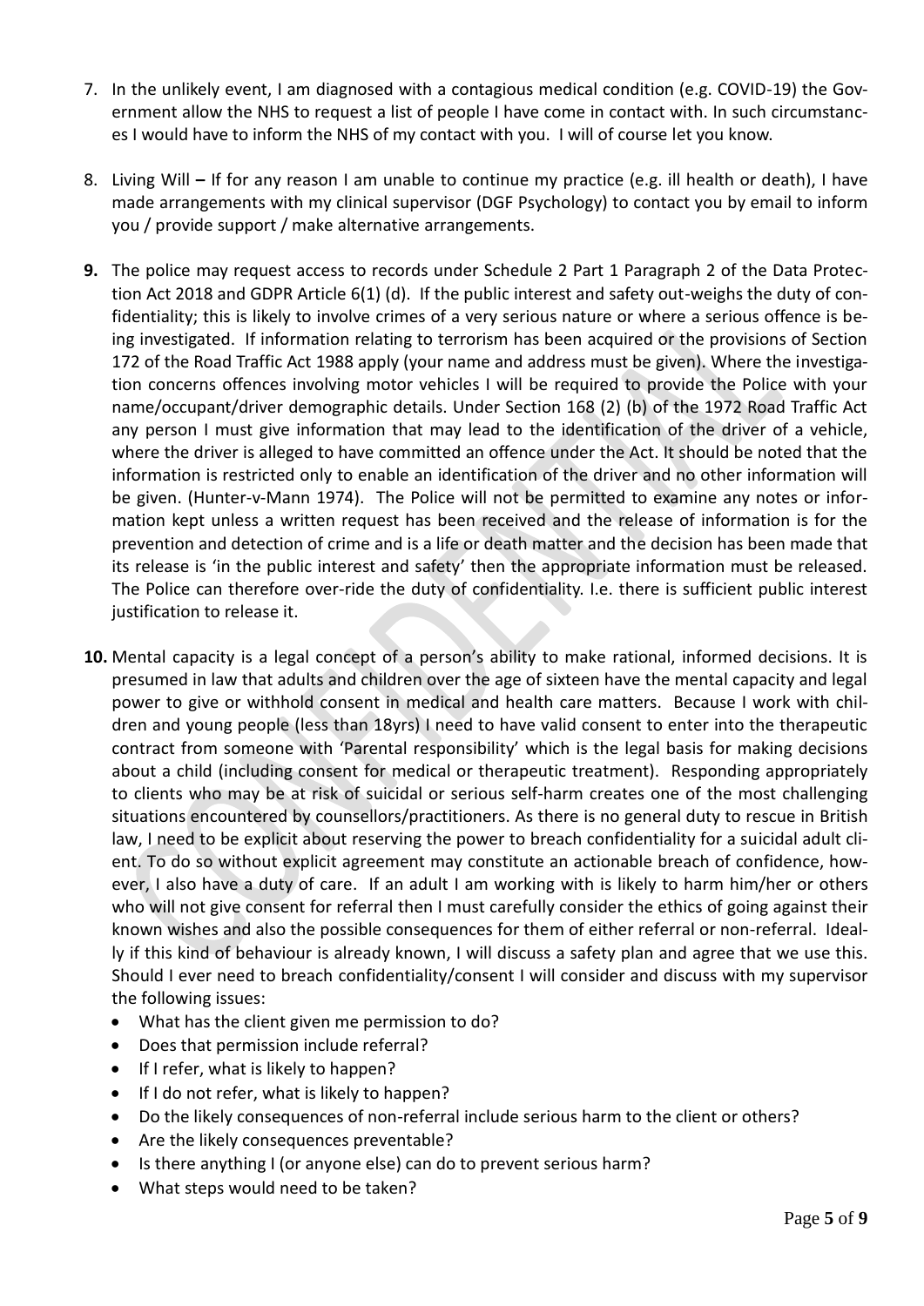7. In the unlikely event, I am diagnosed with a contagious medical condition (e.g. COVID-19) the Government allow the NHS to request a list of people I have come in contact with. In such circumstances I would have to inform the NHS of my contact with you. I will of course let you know.

8. Living Will **–** If for any reason I am unable to continue my practice (e.g. ill health or death), I have made arrangements with my clinical supervisor (DGF Psychology) to contact you by email to inform you / provide support / make alternative arrangements.

**9.** The police may request access to records under Schedule 2 Part 1 Paragraph 2 of the Data Protection Act 2018 and GDPR Article 6(1) (d). If the public interest and safety out-weighs the duty of confidentiality; this is likely to involve crimes of a very serious nature or where a serious offence is being investigated. If information relating to terrorism has been acquired or the provisions of Section 172 of the Road Traffic Act 1988 apply (your name and address must be given). Where the investigation concerns offences involving motor vehicles I will be required to provide the Police with your name/occupant/driver demographic details. Under Section 168 (2) (b) of the 1972 Road Traffic Act any person I must give information that may lead to the identification of the driver of a vehicle, where the driver is alleged to have committed an offence under the Act. It should be noted that the information is restricted only to enable an identification of the driver and no other information will be given. (Hunter-v-Mann 1974). The Police will not be permitted to examine any notes or information kept unless a written request has been received and the release of information is for the prevention and detection of crime and is a life or death matter and the decision has been made that its release is 'in the public interest and safety' then the appropriate information must be released. The Police can therefore over-ride the duty of confidentiality. I.e. there is sufficient public interest justification to release it.

**10.** Mental capacity is a legal concept of a person's ability to make rational, informed decisions. It is presumed in law that adults and children over the age of sixteen have the mental capacity and legal power to give or withhold consent in medical and health care matters. Because I work with children and young people (less than 18yrs) I need to have valid consent to enter into the therapeutic contract from someone with 'Parental responsibility' which is the legal basis for making decisions about a child (including consent for medical or therapeutic treatment). Responding appropriately to clients who may be at risk of suicidal or serious self-harm creates one of the most challenging situations encountered by counsellors/practitioners. As there is no general duty to rescue in British law, I need to be explicit about reserving the power to breach confidentiality for a suicidal adult client. To do so without explicit agreement may constitute an actionable breach of confidence, however, I also have a duty of care. If an adult I am working with is likely to harm him/her or others who will not give consent for referral then I must carefully consider the ethics of going against their known wishes and also the possible consequences for them of either referral or non-referral. Ideally if this kind of behaviour is already known, I will discuss a safety plan and agree that we use this. Should I ever need to breach confidentiality/consent I will consider and discuss with my supervisor the following issues:

    - What has the client given me permission to do?
    - Does that permission include referral?
    - If I refer, what is likely to happen?
    - If I do not refer, what is likely to happen?
    - Do the likely consequences of non-referral include serious harm to the client or others?
    - Are the likely consequences preventable?
    - Is there anything I (or anyone else) can do to prevent serious harm?
    - What steps would need to be taken?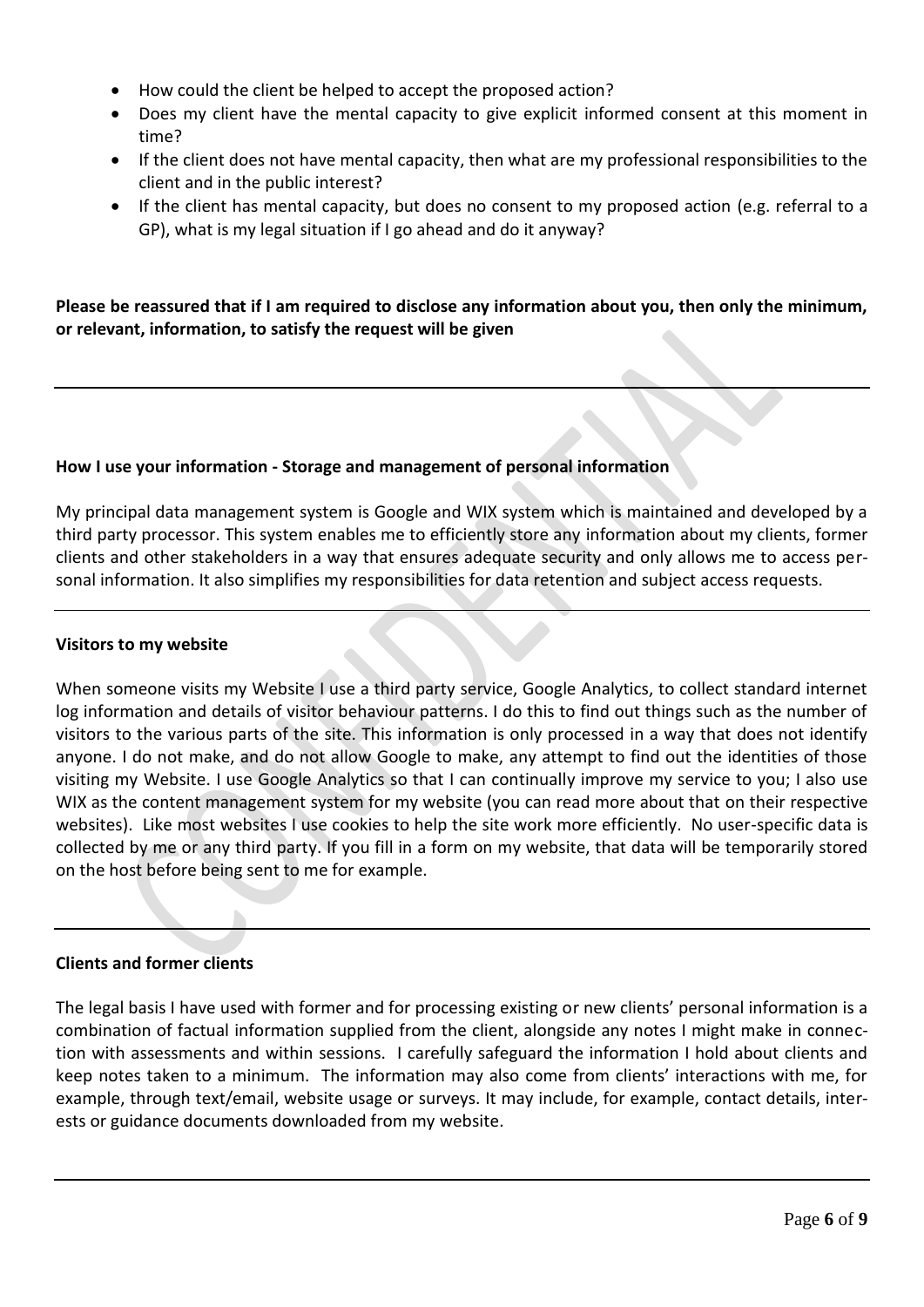- How could the client be helped to accept the proposed action?
- Does my client have the mental capacity to give explicit informed consent at this moment in time?
- If the client does not have mental capacity, then what are my professional responsibilities to the client and in the public interest?
- If the client has mental capacity, but does no consent to my proposed action (e.g. referral to a GP), what is my legal situation if I go ahead and do it anyway?

**Please be reassured that if I am required to disclose any information about you, then only the minimum, or relevant, information, to satisfy the request will be given**

---

**How I use your information - Storage and management of personal information**

My principal data management system is Google and WIX system which is maintained and developed by a third party processor. This system enables me to efficiently store any information about my clients, former clients and other stakeholders in a way that ensures adequate security and only allows me to access personal information. It also simplifies my responsibilities for data retention and subject access requests.

---

**Visitors to my website**

When someone visits my Website I use a third party service, Google Analytics, to collect standard internet log information and details of visitor behaviour patterns. I do this to find out things such as the number of visitors to the various parts of the site. This information is only processed in a way that does not identify anyone. I do not make, and do not allow Google to make, any attempt to find out the identities of those visiting my Website. I use Google Analytics so that I can continually improve my service to you; I also use WIX as the content management system for my website (you can read more about that on their respective websites). Like most websites I use cookies to help the site work more efficiently. No user-specific data is collected by me or any third party. If you fill in a form on my website, that data will be temporarily stored on the host before being sent to me for example.

---

**Clients and former clients**

The legal basis I have used with former and for processing existing or new clients' personal information is a combination of factual information supplied from the client, alongside any notes I might make in connection with assessments and within sessions. I carefully safeguard the information I hold about clients and keep notes taken to a minimum. The information may also come from clients' interactions with me, for example, through text/email, website usage or surveys. It may include, for example, contact details, interests or guidance documents downloaded from my website.

---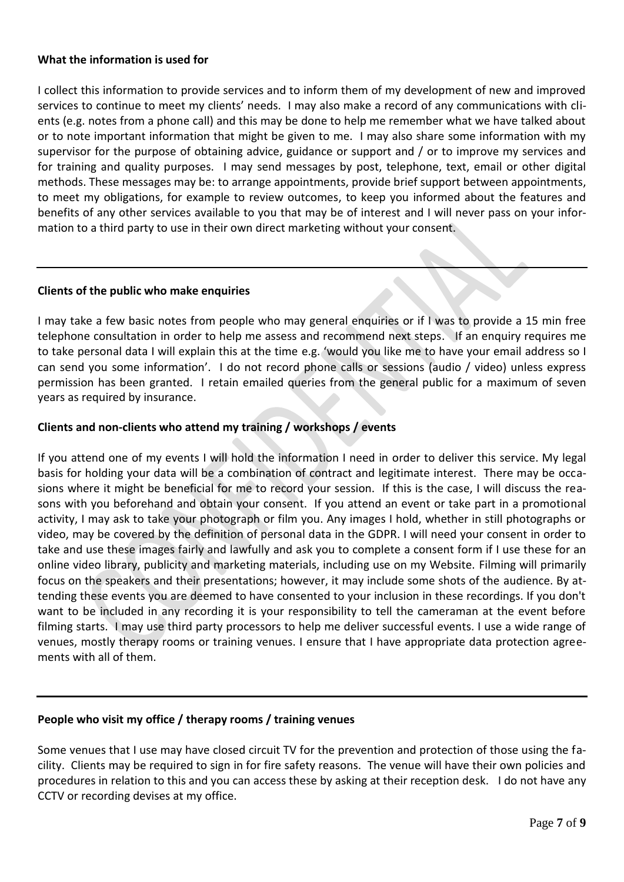**What the information is used for**

I collect this information to provide services and to inform them of my development of new and improved services to continue to meet my clients' needs. I may also make a record of any communications with clients (e.g. notes from a phone call) and this may be done to help me remember what we have talked about or to note important information that might be given to me. I may also share some information with my supervisor for the purpose of obtaining advice, guidance or support and / or to improve my services and for training and quality purposes. I may send messages by post, telephone, text, email or other digital methods. These messages may be: to arrange appointments, provide brief support between appointments, to meet my obligations, for example to review outcomes, to keep you informed about the features and benefits of any other services available to you that may be of interest and I will never pass on your information to a third party to use in their own direct marketing without your consent.

---

**Clients of the public who make enquiries**

I may take a few basic notes from people who may general enquiries or if I was to provide a 15 min free telephone consultation in order to help me assess and recommend next steps. If an enquiry requires me to take personal data I will explain this at the time e.g. 'would you like me to have your email address so I can send you some information'. I do not record phone calls or sessions (audio / video) unless express permission has been granted. I retain emailed queries from the general public for a maximum of seven years as required by insurance.

**Clients and non-clients who attend my training / workshops / events**

If you attend one of my events I will hold the information I need in order to deliver this service. My legal basis for holding your data will be a combination of contract and legitimate interest. There may be occasions where it might be beneficial for me to record your session. If this is the case, I will discuss the reasons with you beforehand and obtain your consent. If you attend an event or take part in a promotional activity, I may ask to take your photograph or film you. Any images I hold, whether in still photographs or video, may be covered by the definition of personal data in the GDPR. I will need your consent in order to take and use these images fairly and lawfully and ask you to complete a consent form if I use these for an online video library, publicity and marketing materials, including use on my Website. Filming will primarily focus on the speakers and their presentations; however, it may include some shots of the audience. By attending these events you are deemed to have consented to your inclusion in these recordings. If you don't want to be included in any recording it is your responsibility to tell the cameraman at the event before filming starts. I may use third party processors to help me deliver successful events. I use a wide range of venues, mostly therapy rooms or training venues. I ensure that I have appropriate data protection agreements with all of them.

---

**People who visit my office / therapy rooms / training venues**

Some venues that I use may have closed circuit TV for the prevention and protection of those using the facility. Clients may be required to sign in for fire safety reasons. The venue will have their own policies and procedures in relation to this and you can access these by asking at their reception desk. I do not have any CCTV or recording devises at my office.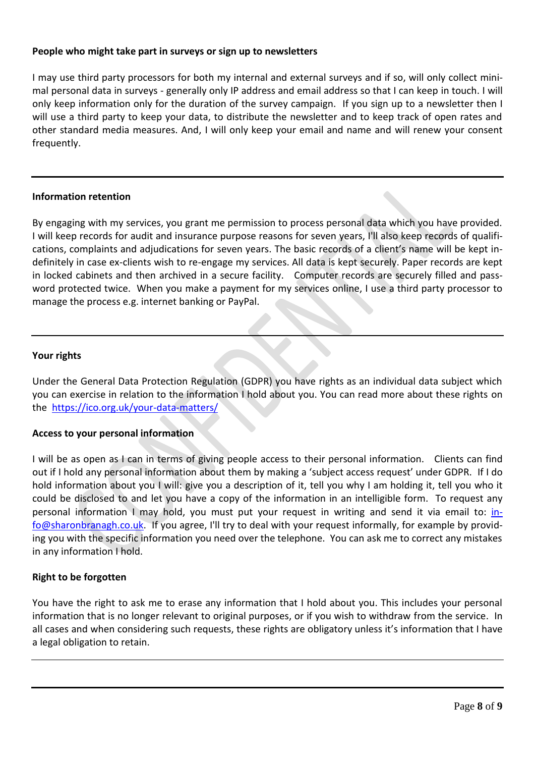**People who might take part in surveys or sign up to newsletters**

I may use third party processors for both my internal and external surveys and if so, will only collect minimal personal data in surveys - generally only IP address and email address so that I can keep in touch. I will only keep information only for the duration of the survey campaign. If you sign up to a newsletter then I will use a third party to keep your data, to distribute the newsletter and to keep track of open rates and other standard media measures. And, I will only keep your email and name and will renew your consent frequently.

---

**Information retention**

By engaging with my services, you grant me permission to process personal data which you have provided. I will keep records for audit and insurance purpose reasons for seven years, I'll also keep records of qualifications, complaints and adjudications for seven years. The basic records of a client's name will be kept indefinitely in case ex-clients wish to re-engage my services. All data is kept securely. Paper records are kept in locked cabinets and then archived in a secure facility. Computer records are securely filled and password protected twice. When you make a payment for my services online, I use a third party processor to manage the process e.g. internet banking or PayPal.

---

**Your rights**

Under the General Data Protection Regulation (GDPR) you have rights as an individual data subject which you can exercise in relation to the information I hold about you. You can read more about these rights on the [https://ico.org.uk/your-data-matters/](https://ico.org.uk/your-data-matters/)

**Access to your personal information**

I will be as open as I can in terms of giving people access to their personal information. Clients can find out if I hold any personal information about them by making a 'subject access request' under GDPR. If I do hold information about you I will: give you a description of it, tell you why I am holding it, tell you who it could be disclosed to and let you have a copy of the information in an intelligible form. To request any personal information I may hold, you must put your request in writing and send it via email to: [info@sharonbranagh.co.uk](mailto:info@sharonbranagh.co.uk). If you agree, I'll try to deal with your request informally, for example by providing you with the specific information you need over the telephone. You can ask me to correct any mistakes in any information I hold.

**Right to be forgotten**

You have the right to ask me to erase any information that I hold about you. This includes your personal information that is no longer relevant to original purposes, or if you wish to withdraw from the service. In all cases and when considering such requests, these rights are obligatory unless it's information that I have a legal obligation to retain.

---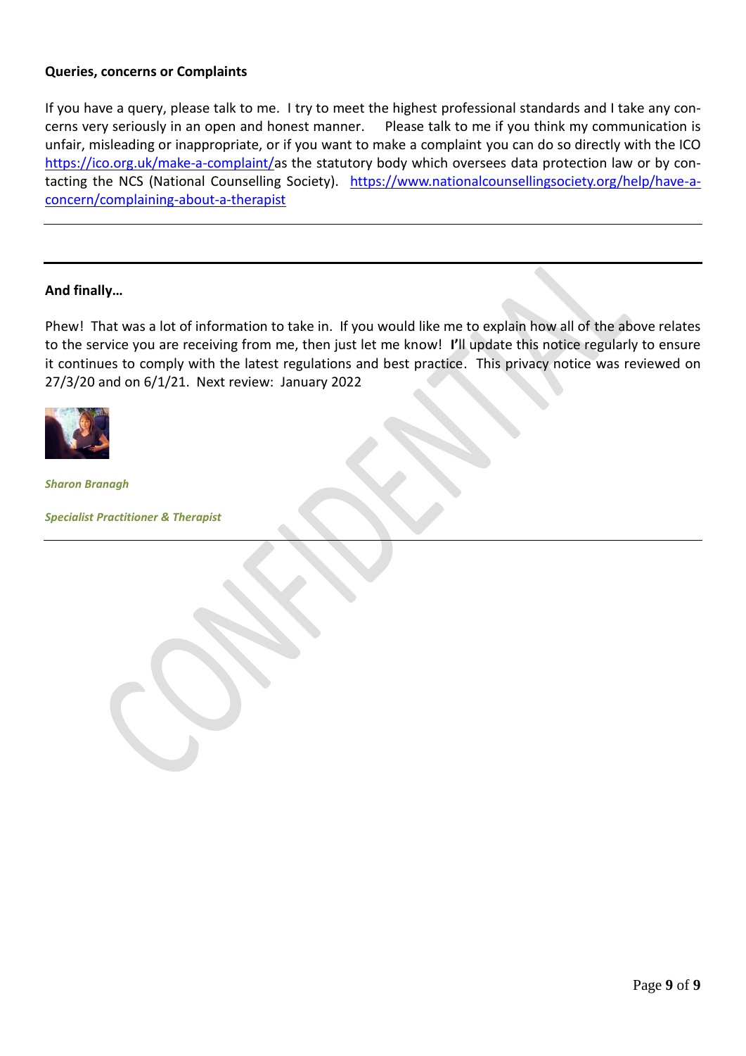**Queries, concerns or Complaints**

If you have a query, please talk to me. I try to meet the highest professional standards and I take any concerns very seriously in an open and honest manner. Please talk to me if you think my communication is unfair, misleading or inappropriate, or if you want to make a complaint you can do so directly with the ICO https://ico.org.uk/make-a-complaint/as the statutory body which oversees data protection law or by contacting the NCS (National Counselling Society). https://www.nationalcounsellingsociety.org/help/have-a-concern/complaining-about-a-therapist

---

**And finally…**

Phew! That was a lot of information to take in. If you would like me to explain how all of the above relates to the service you are receiving from me, then just let me know! **I'**ll update this notice regularly to ensure it continues to comply with the latest regulations and best practice. This privacy notice was reviewed on 27/3/20 and on 6/1/21. Next review: January 2022

***Sharon Branagh***

***Specialist Practitioner & Therapist***